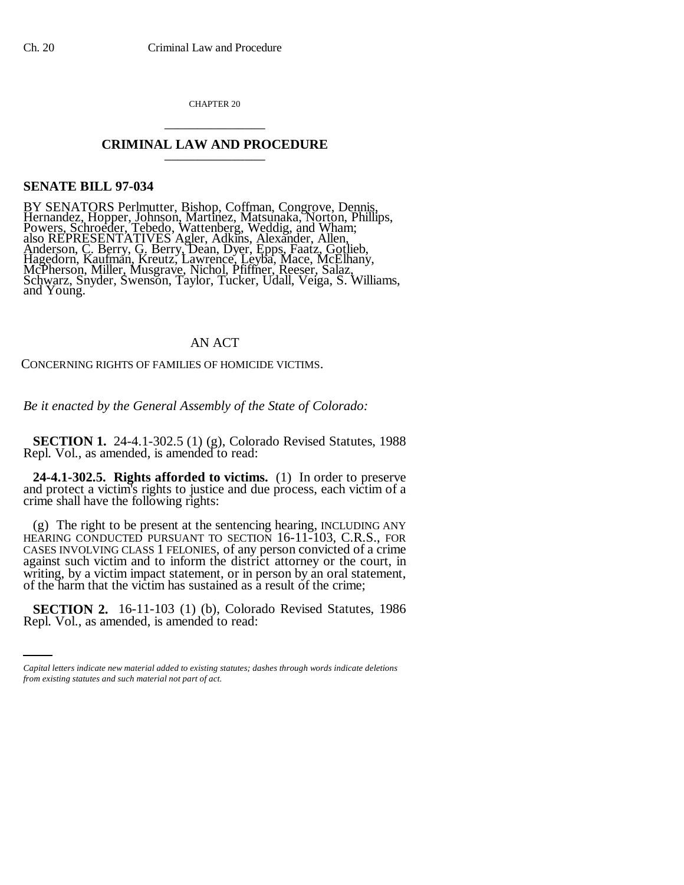CHAPTER 20

# CRIMINAL LAW AND PROCEDURE

**SENATE BILL 97-034**

BY SENATORS Perlmutter, Bishop, Coffman, Congrove, Dennis, Hernandez, Hopper, Johnson, Martinez, Matsunaka, Norton, Phillips, Powers, Schroeder, Tebedo, Wattenberg, Weddig, and Wham; also REPRESENTATIVES Agler, Adkins, Alexander, Allen, Anderson, C. Berry, G. Berry, Dean, Dyer, Epps, Faatz, Gotlieb, Hagedorn, Kaufman, Kreutz, Lawrence, Leyba, Mace, McElhany, McPherson, Miller, Musgrave, Nichol, Pfiffner, Reeser, Salaz, Schwarz, Snyder, Swenson, Taylor, Tucker, Udall, Veiga, S. Williams, and Young.

AN ACT

CONCERNING RIGHTS OF FAMILIES OF HOMICIDE VICTIMS.

*Be it enacted by the General Assembly of the State of Colorado:*

**SECTION 1.** 24-4.1-302.5 (1) (g), Colorado Revised Statutes, 1988 Repl. Vol., as amended, is amended to read:

**24-4.1-302.5. Rights afforded to victims.** (1) In order to preserve and protect a victim's rights to justice and due process, each victim of a crime shall have the following rights:

(g) The right to be present at the sentencing hearing, INCLUDING ANY HEARING CONDUCTED PURSUANT TO SECTION 16-11-103, C.R.S., FOR CASES INVOLVING CLASS 1 FELONIES, of any person convicted of a crime against such victim and to inform the district attorney or the court, in writing, by a victim impact statement, or in person by an oral statement, of the harm that the victim has sustained as a result of the crime;

**SECTION 2.** 16-11-103 (1) (b), Colorado Revised Statutes, 1986 Repl. Vol., as amended, is amended to read:

*Capital letters indicate new material added to existing statutes; dashes through words indicate deletions from existing statutes and such material not part of act.*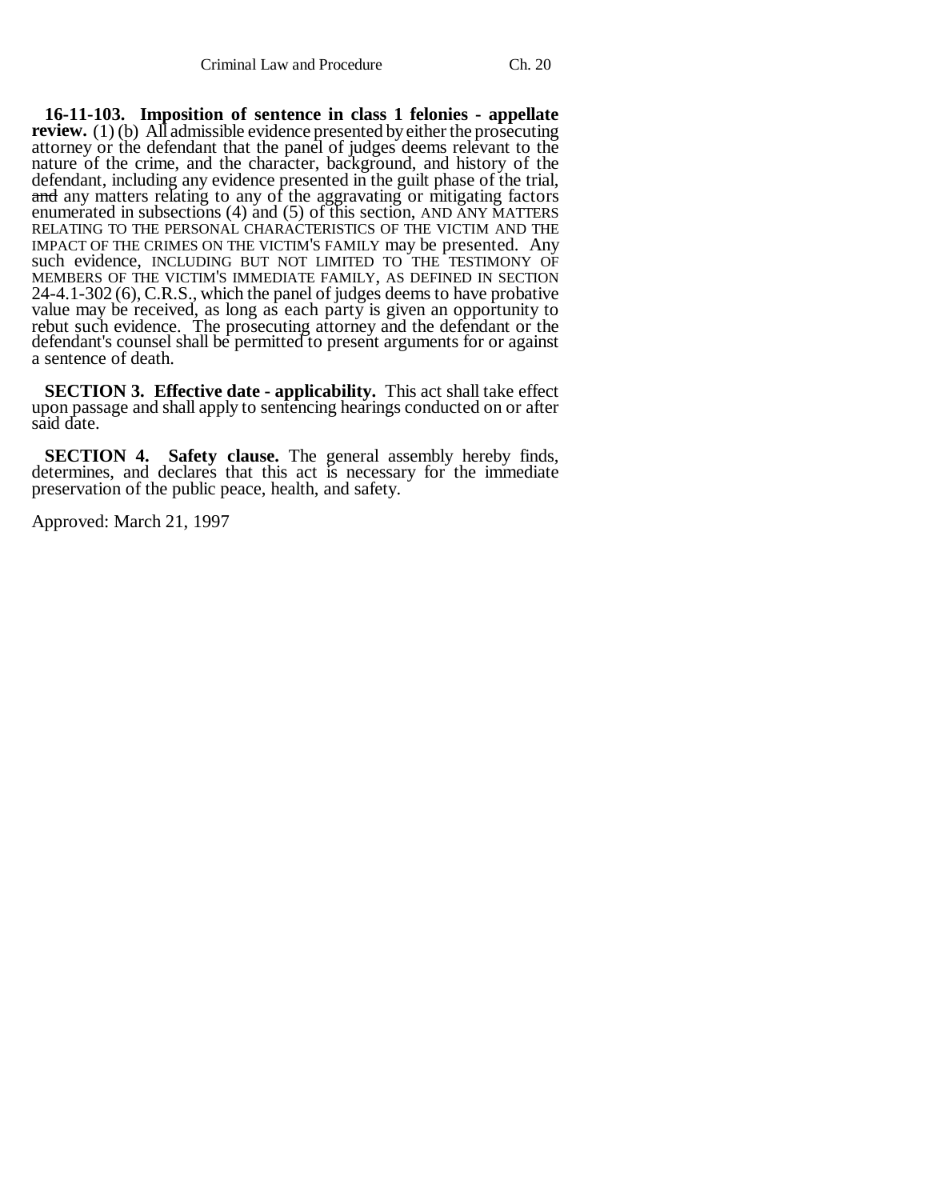**16-11-103. Imposition of sentence in class 1 felonies - appellate review.** (1) (b) All admissible evidence presented by either the prosecuting attorney or the defendant that the panel of judges deems relevant to the nature of the crime, and the character, background, and history of the defendant, including any evidence presented in the guilt phase of the trial, ~~and~~ any matters relating to any of the aggravating or mitigating factors enumerated in subsections (4) and (5) of this section, AND ANY MATTERS RELATING TO THE PERSONAL CHARACTERISTICS OF THE VICTIM AND THE IMPACT OF THE CRIMES ON THE VICTIM'S FAMILY may be presented. Any such evidence, INCLUDING BUT NOT LIMITED TO THE TESTIMONY OF MEMBERS OF THE VICTIM'S IMMEDIATE FAMILY, AS DEFINED IN SECTION 24-4.1-302 (6), C.R.S., which the panel of judges deems to have probative value may be received, as long as each party is given an opportunity to rebut such evidence. The prosecuting attorney and the defendant or the defendant's counsel shall be permitted to present arguments for or against a sentence of death.

**SECTION 3. Effective date - applicability.** This act shall take effect upon passage and shall apply to sentencing hearings conducted on or after said date.

**SECTION 4. Safety clause.** The general assembly hereby finds, determines, and declares that this act is necessary for the immediate preservation of the public peace, health, and safety.

Approved: March 21, 1997